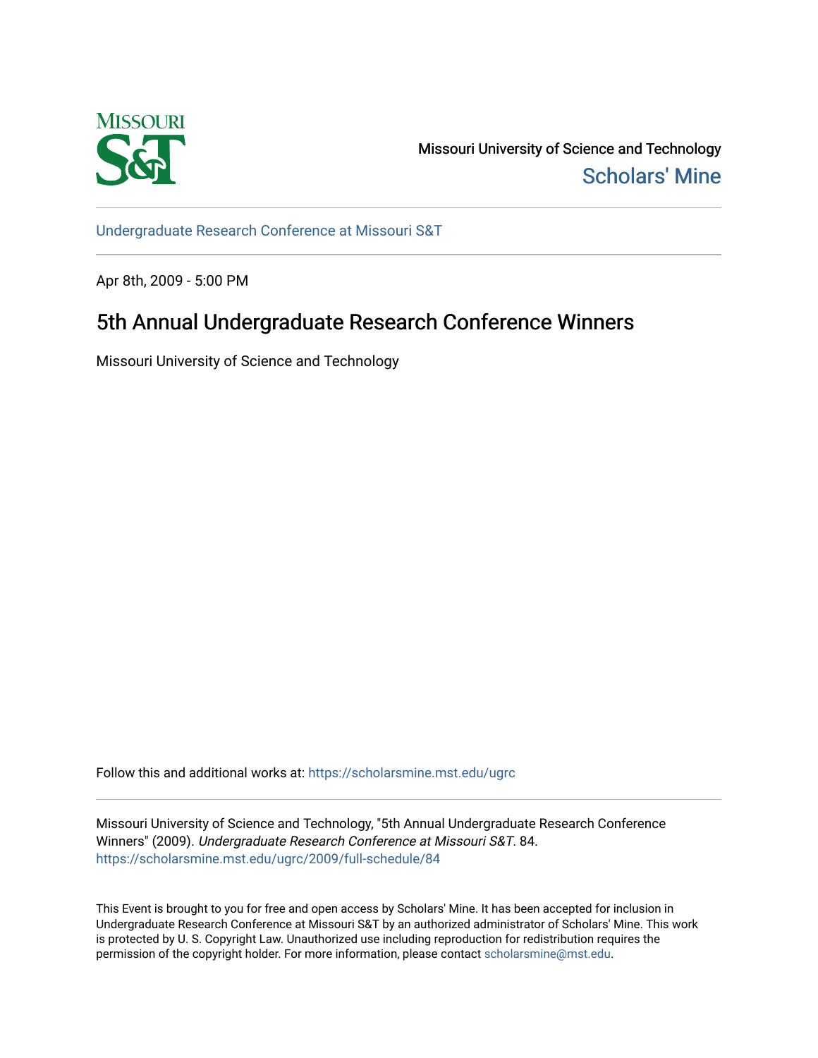Missouri University of Science and Technology

Scholars' Mine

Undergraduate Research Conference at Missouri S&T

Apr 8th, 2009 - 5:00 PM

# 5th Annual Undergraduate Research Conference Winners

Missouri University of Science and Technology

Follow this and additional works at: https://scholarsmine.mst.edu/ugrc

Missouri University of Science and Technology, "5th Annual Undergraduate Research Conference Winners" (2009). *Undergraduate Research Conference at Missouri S&T*. 84.
https://scholarsmine.mst.edu/ugrc/2009/full-schedule/84

This Event is brought to you for free and open access by Scholars' Mine. It has been accepted for inclusion in Undergraduate Research Conference at Missouri S&T by an authorized administrator of Scholars' Mine. This work is protected by U. S. Copyright Law. Unauthorized use including reproduction for redistribution requires the permission of the copyright holder. For more information, please contact scholarsmine@mst.edu.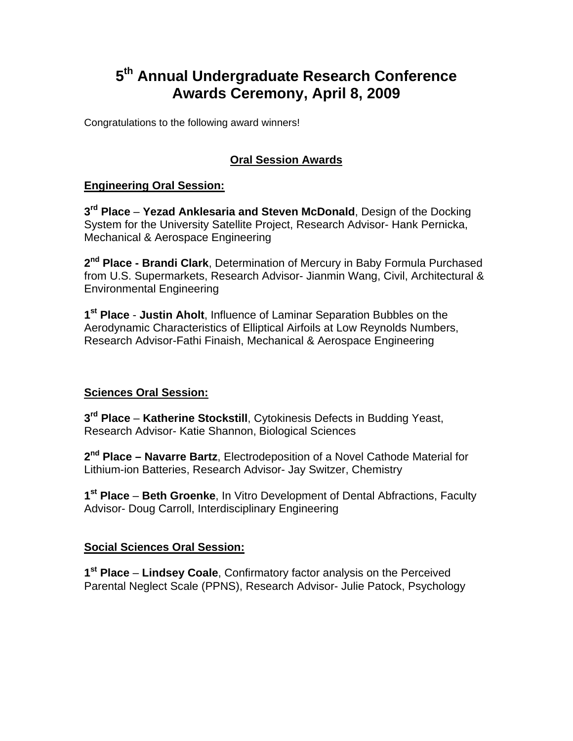# 5th Annual Undergraduate Research Conference Awards Ceremony, April 8, 2009

Congratulations to the following award winners!

## Oral Session Awards

### Engineering Oral Session:

**3rd Place** – **Yezad Anklesaria and Steven McDonald**, Design of the Docking System for the University Satellite Project, Research Advisor- Hank Pernicka, Mechanical & Aerospace Engineering

**2nd Place - Brandi Clark**, Determination of Mercury in Baby Formula Purchased from U.S. Supermarkets, Research Advisor- Jianmin Wang, Civil, Architectural & Environmental Engineering

**1st Place** - **Justin Aholt**, Influence of Laminar Separation Bubbles on the Aerodynamic Characteristics of Elliptical Airfoils at Low Reynolds Numbers, Research Advisor-Fathi Finaish, Mechanical & Aerospace Engineering

### Sciences Oral Session:

**3rd Place** – **Katherine Stockstill**, Cytokinesis Defects in Budding Yeast, Research Advisor- Katie Shannon, Biological Sciences

**2nd Place – Navarre Bartz**, Electrodeposition of a Novel Cathode Material for Lithium-ion Batteries, Research Advisor- Jay Switzer, Chemistry

**1st Place** – **Beth Groenke**, In Vitro Development of Dental Abfractions, Faculty Advisor- Doug Carroll, Interdisciplinary Engineering

### Social Sciences Oral Session:

**1st Place** – **Lindsey Coale**, Confirmatory factor analysis on the Perceived Parental Neglect Scale (PPNS), Research Advisor- Julie Patock, Psychology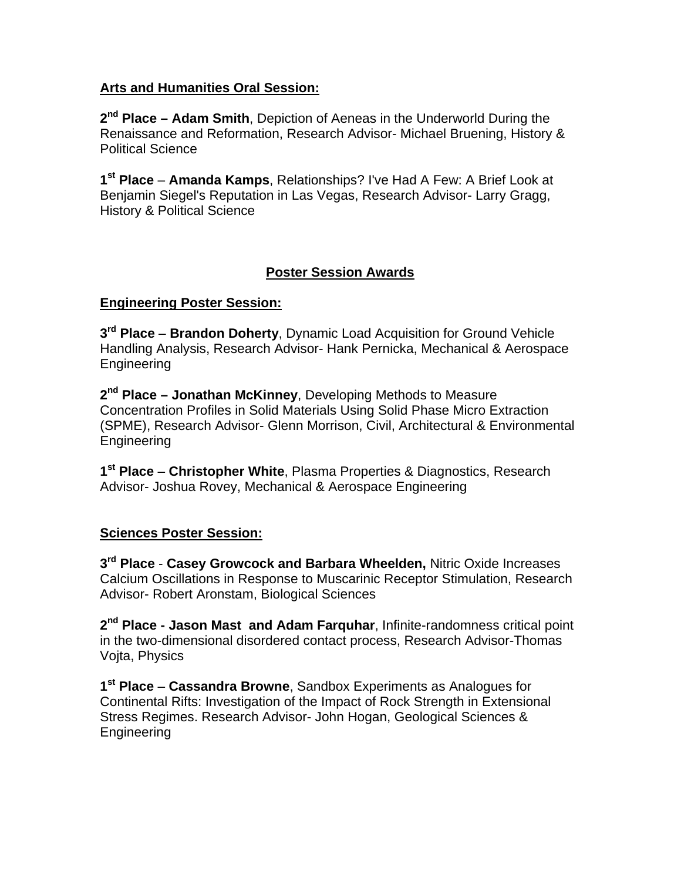**Arts and Humanities Oral Session:**

**2nd Place – Adam Smith**, Depiction of Aeneas in the Underworld During the Renaissance and Reformation, Research Advisor- Michael Bruening, History & Political Science

**1st Place** – **Amanda Kamps**, Relationships? I've Had A Few: A Brief Look at Benjamin Siegel's Reputation in Las Vegas, Research Advisor- Larry Gragg, History & Political Science

## Poster Session Awards

**Engineering Poster Session:**

**3rd Place** – **Brandon Doherty**, Dynamic Load Acquisition for Ground Vehicle Handling Analysis, Research Advisor- Hank Pernicka, Mechanical & Aerospace Engineering

**2nd Place – Jonathan McKinney**, Developing Methods to Measure Concentration Profiles in Solid Materials Using Solid Phase Micro Extraction (SPME), Research Advisor- Glenn Morrison, Civil, Architectural & Environmental Engineering

**1st Place** – **Christopher White**, Plasma Properties & Diagnostics, Research Advisor- Joshua Rovey, Mechanical & Aerospace Engineering

**Sciences Poster Session:**

**3rd Place** - **Casey Growcock and Barbara Wheelden,** Nitric Oxide Increases Calcium Oscillations in Response to Muscarinic Receptor Stimulation, Research Advisor- Robert Aronstam, Biological Sciences

**2nd Place - Jason Mast and Adam Farquhar**, Infinite-randomness critical point in the two-dimensional disordered contact process, Research Advisor-Thomas Vojta, Physics

**1st Place** – **Cassandra Browne**, Sandbox Experiments as Analogues for Continental Rifts: Investigation of the Impact of Rock Strength in Extensional Stress Regimes. Research Advisor- John Hogan, Geological Sciences & Engineering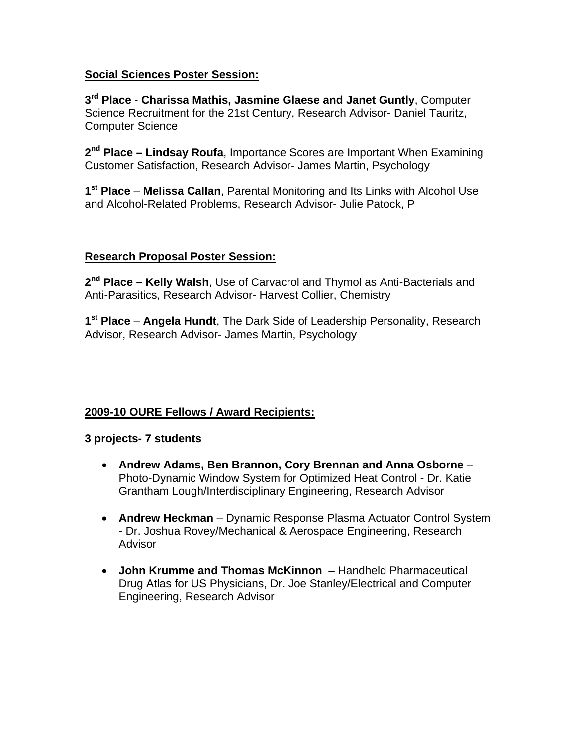**Social Sciences Poster Session:**

**3rd Place** - **Charissa Mathis, Jasmine Glaese and Janet Guntly**, Computer Science Recruitment for the 21st Century, Research Advisor- Daniel Tauritz, Computer Science

**2nd Place – Lindsay Roufa**, Importance Scores are Important When Examining Customer Satisfaction, Research Advisor- James Martin, Psychology

**1st Place** – **Melissa Callan**, Parental Monitoring and Its Links with Alcohol Use and Alcohol-Related Problems, Research Advisor- Julie Patock, P

**Research Proposal Poster Session:**

**2nd Place – Kelly Walsh**, Use of Carvacrol and Thymol as Anti-Bacterials and Anti-Parasitics, Research Advisor- Harvest Collier, Chemistry

**1st Place** – **Angela Hundt**, The Dark Side of Leadership Personality, Research Advisor, Research Advisor- James Martin, Psychology

**2009-10 OURE Fellows / Award Recipients:**

**3 projects- 7 students**

- **Andrew Adams, Ben Brannon, Cory Brennan and Anna Osborne** – Photo-Dynamic Window System for Optimized Heat Control - Dr. Katie Grantham Lough/Interdisciplinary Engineering, Research Advisor
- **Andrew Heckman** – Dynamic Response Plasma Actuator Control System - Dr. Joshua Rovey/Mechanical & Aerospace Engineering, Research Advisor
- **John Krumme and Thomas McKinnon** – Handheld Pharmaceutical Drug Atlas for US Physicians, Dr. Joe Stanley/Electrical and Computer Engineering, Research Advisor